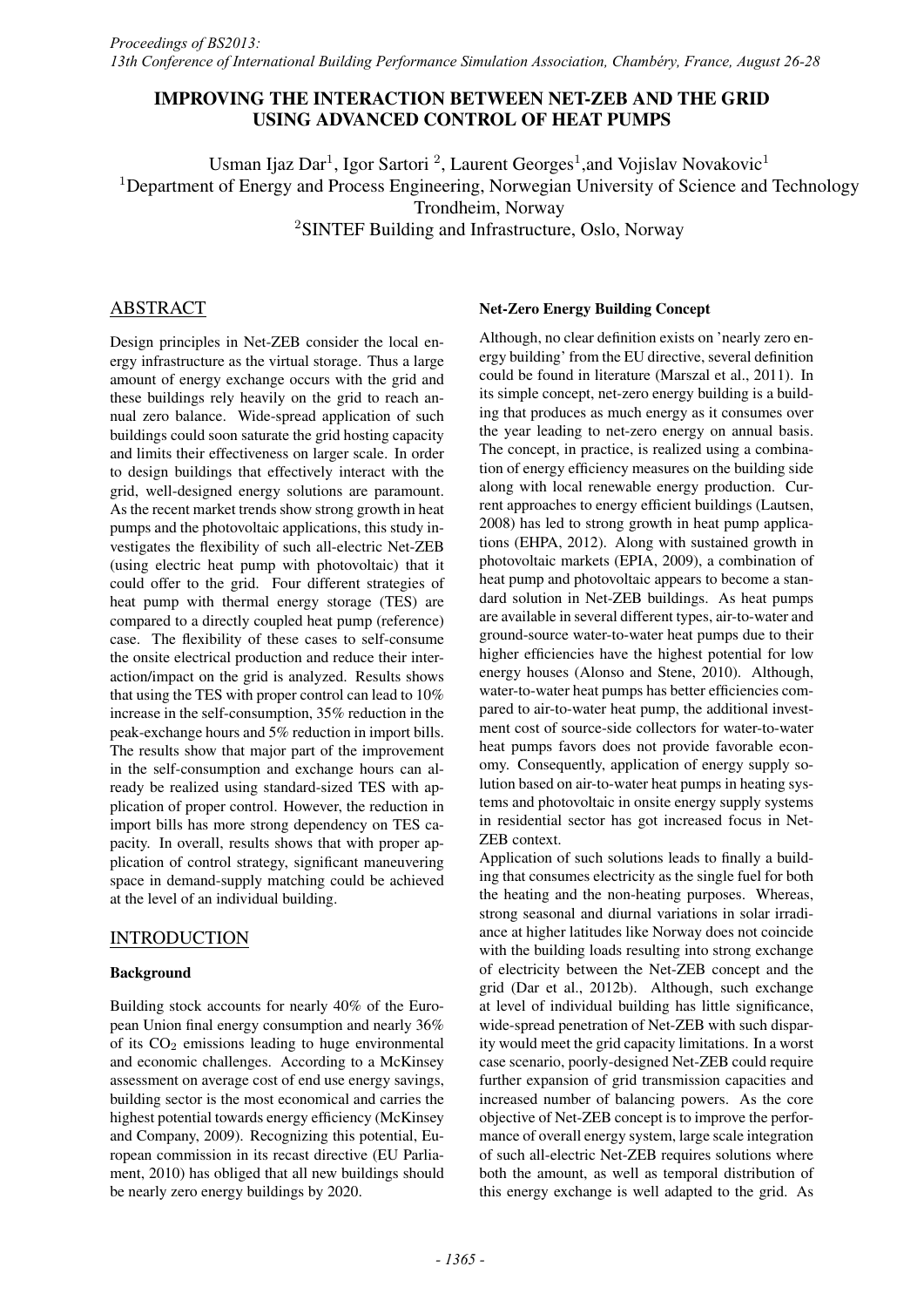# IMPROVING THE INTERACTION BETWEEN NET-ZEB AND THE GRID USING ADVANCED CONTROL OF HEAT PUMPS

Usman Ijaz Dar[1], Igor Sartori [2], Laurent Georges[1],and Vojislav Novakovic[1]

[1]Department of Energy and Process Engineering, Norwegian University of Science and Technology Trondheim, Norway

[2]SINTEF Building and Infrastructure, Oslo, Norway

## ABSTRACT

Design principles in Net-ZEB consider the local energy infrastructure as the virtual storage. Thus a large amount of energy exchange occurs with the grid and these buildings rely heavily on the grid to reach annual zero balance. Wide-spread application of such buildings could soon saturate the grid hosting capacity and limits their effectiveness on larger scale. In order to design buildings that effectively interact with the grid, well-designed energy solutions are paramount. As the recent market trends show strong growth in heat pumps and the photovoltaic applications, this study investigates the flexibility of such all-electric Net-ZEB (using electric heat pump with photovoltaic) that it could offer to the grid. Four different strategies of heat pump with thermal energy storage (TES) are compared to a directly coupled heat pump (reference) case. The flexibility of these cases to self-consume the onsite electrical production and reduce their interaction/impact on the grid is analyzed. Results shows that using the TES with proper control can lead to 10% increase in the self-consumption, 35% reduction in the peak-exchange hours and 5% reduction in import bills. The results show that major part of the improvement in the self-consumption and exchange hours can already be realized using standard-sized TES with application of proper control. However, the reduction in import bills has more strong dependency on TES capacity. In overall, results shows that with proper application of control strategy, significant maneuvering space in demand-supply matching could be achieved at the level of an individual building.

## INTRODUCTION

### Background

Building stock accounts for nearly 40% of the European Union final energy consumption and nearly 36% of its $CO_2$ emissions leading to huge environmental and economic challenges. According to a McKinsey assessment on average cost of end use energy savings, building sector is the most economical and carries the highest potential towards energy efficiency (McKinsey and Company, 2009). Recognizing this potential, European commission in its recast directive (EU Parliament, 2010) has obliged that all new buildings should be nearly zero energy buildings by 2020.

### Net-Zero Energy Building Concept

Although, no clear definition exists on 'nearly zero energy building' from the EU directive, several definition could be found in literature (Marszal et al., 2011). In its simple concept, net-zero energy building is a building that produces as much energy as it consumes over the year leading to net-zero energy on annual basis. The concept, in practice, is realized using a combination of energy efficiency measures on the building side along with local renewable energy production. Current approaches to energy efficient buildings (Lautsen, 2008) has led to strong growth in heat pump applications (EHPA, 2012). Along with sustained growth in photovoltaic markets (EPIA, 2009), a combination of heat pump and photovoltaic appears to become a standard solution in Net-ZEB buildings. As heat pumps are available in several different types, air-to-water and ground-source water-to-water heat pumps due to their higher efficiencies have the highest potential for low energy houses (Alonso and Stene, 2010). Although, water-to-water heat pumps has better efficiencies compared to air-to-water heat pump, the additional investment cost of source-side collectors for water-to-water heat pumps favors does not provide favorable economy. Consequently, application of energy supply solution based on air-to-water heat pumps in heating systems and photovoltaic in onsite energy supply systems in residential sector has got increased focus in Net-ZEB context.

Application of such solutions leads to finally a building that consumes electricity as the single fuel for both the heating and the non-heating purposes. Whereas, strong seasonal and diurnal variations in solar irradiance at higher latitudes like Norway does not coincide with the building loads resulting into strong exchange of electricity between the Net-ZEB concept and the grid (Dar et al., 2012b). Although, such exchange at level of individual building has little significance, wide-spread penetration of Net-ZEB with such disparity would meet the grid capacity limitations. In a worst case scenario, poorly-designed Net-ZEB could require further expansion of grid transmission capacities and increased number of balancing powers. As the core objective of Net-ZEB concept is to improve the performance of overall energy system, large scale integration of such all-electric Net-ZEB requires solutions where both the amount, as well as temporal distribution of this energy exchange is well adapted to the grid. As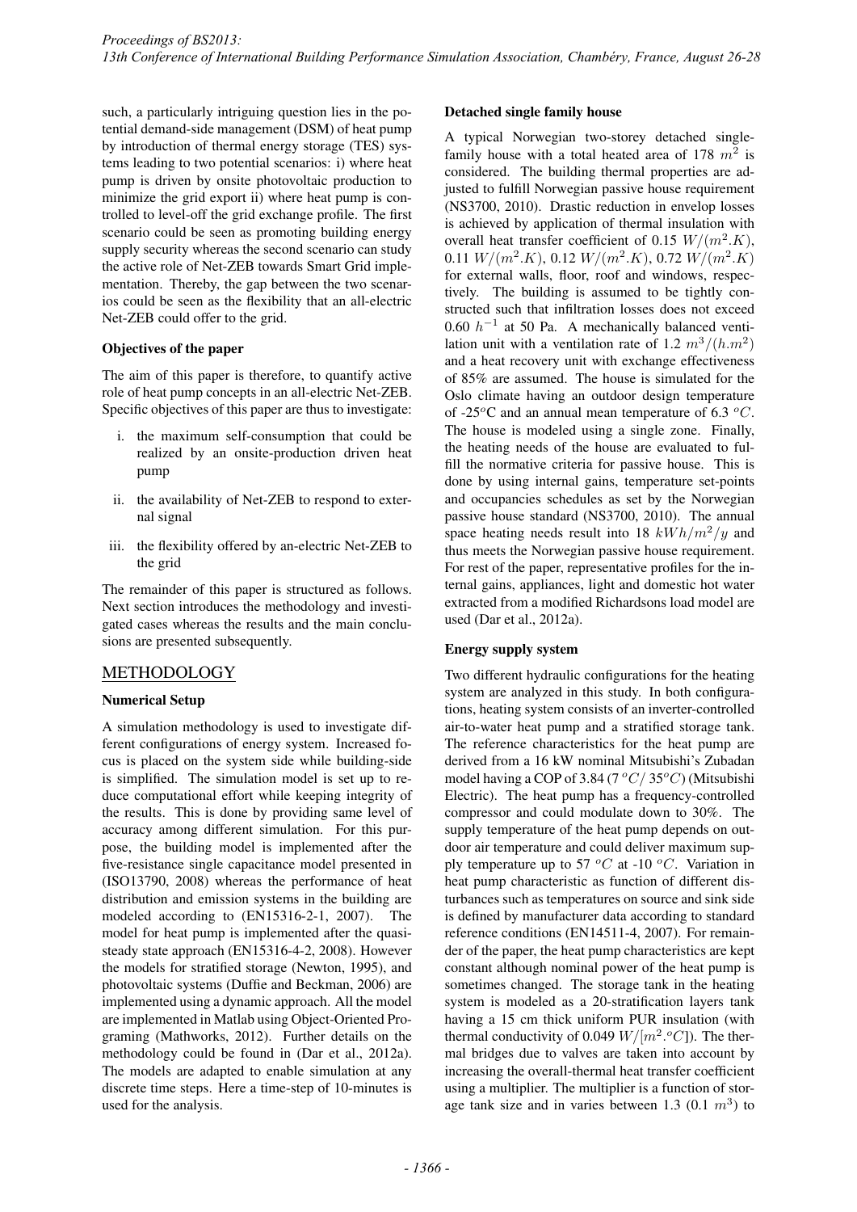such, a particularly intriguing question lies in the potential demand-side management (DSM) of heat pump by introduction of thermal energy storage (TES) systems leading to two potential scenarios: i) where heat pump is driven by onsite photovoltaic production to minimize the grid export ii) where heat pump is controlled to level-off the grid exchange profile. The first scenario could be seen as promoting building energy supply security whereas the second scenario can study the active role of Net-ZEB towards Smart Grid implementation. Thereby, the gap between the two scenarios could be seen as the flexibility that an all-electric Net-ZEB could offer to the grid.

### Objectives of the paper

The aim of this paper is therefore, to quantify active role of heat pump concepts in an all-electric Net-ZEB. Specific objectives of this paper are thus to investigate:

i. the maximum self-consumption that could be realized by an onsite-production driven heat pump

ii. the availability of Net-ZEB to respond to external signal

iii. the flexibility offered by an-electric Net-ZEB to the grid

The remainder of this paper is structured as follows. Next section introduces the methodology and investigated cases whereas the results and the main conclusions are presented subsequently.

## METHODOLOGY

### Numerical Setup

A simulation methodology is used to investigate different configurations of energy system. Increased focus is placed on the system side while building-side is simplified. The simulation model is set up to reduce computational effort while keeping integrity of the results. This is done by providing same level of accuracy among different simulation. For this purpose, the building model is implemented after the five-resistance single capacitance model presented in (ISO13790, 2008) whereas the performance of heat distribution and emission systems in the building are modeled according to (EN15316-2-1, 2007). The model for heat pump is implemented after the quasi-steady state approach (EN15316-4-2, 2008). However the models for stratified storage (Newton, 1995), and photovoltaic systems (Duffie and Beckman, 2006) are implemented using a dynamic approach. All the model are implemented in Matlab using Object-Oriented Programing (Mathworks, 2012). Further details on the methodology could be found in (Dar et al., 2012a). The models are adapted to enable simulation at any discrete time steps. Here a time-step of 10-minutes is used for the analysis.

### Detached single family house

A typical Norwegian two-storey detached single-family house with a total heated area of 178 $m^2$ is considered. The building thermal properties are adjusted to fulfill Norwegian passive house requirement (NS3700, 2010). Drastic reduction in envelop losses is achieved by application of thermal insulation with overall heat transfer coefficient of 0.15 $W/(m^2.K)$, 0.11 $W/(m^2.K)$, 0.12 $W/(m^2.K)$, 0.72 $W/(m^2.K)$ for external walls, floor, roof and windows, respectively. The building is assumed to be tightly constructed such that infiltration losses does not exceed 0.60 $h^{-1}$ at 50 Pa. A mechanically balanced ventilation unit with a ventilation rate of 1.2 $m^3/(h.m^2)$ and a heat recovery unit with exchange effectiveness of 85% are assumed. The house is simulated for the Oslo climate having an outdoor design temperature of -25$^o$C and an annual mean temperature of 6.3 $^oC$. The house is modeled using a single zone. Finally, the heating needs of the house are evaluated to fulfill the normative criteria for passive house. This is done by using internal gains, temperature set-points and occupancies schedules as set by the Norwegian passive house standard (NS3700, 2010). The annual space heating needs result into 18 $kWh/m^2/y$ and thus meets the Norwegian passive house requirement. For rest of the paper, representative profiles for the internal gains, appliances, light and domestic hot water extracted from a modified Richardsons load model are used (Dar et al., 2012a).

### Energy supply system

Two different hydraulic configurations for the heating system are analyzed in this study. In both configurations, heating system consists of an inverter-controlled air-to-water heat pump and a stratified storage tank. The reference characteristics for the heat pump are derived from a 16 kW nominal Mitsubishi's Zubadan model having a COP of 3.84 (7 $^oC/$ 35$^oC$) (Mitsubishi Electric). The heat pump has a frequency-controlled compressor and could modulate down to 30%. The supply temperature of the heat pump depends on outdoor air temperature and could deliver maximum supply temperature up to 57 $^oC$ at -10 $^oC$. Variation in heat pump characteristic as function of different disturbances such as temperatures on source and sink side is defined by manufacturer data according to standard reference conditions (EN14511-4, 2007). For remainder of the paper, the heat pump characteristics are kept constant although nominal power of the heat pump is sometimes changed. The storage tank in the heating system is modeled as a 20-stratification layers tank having a 15 cm thick uniform PUR insulation (with thermal conductivity of 0.049 $W/[m^2.^oC]$). The thermal bridges due to valves are taken into account by increasing the overall-thermal heat transfer coefficient using a multiplier. The multiplier is a function of storage tank size and in varies between 1.3 (0.1 $m^3$) to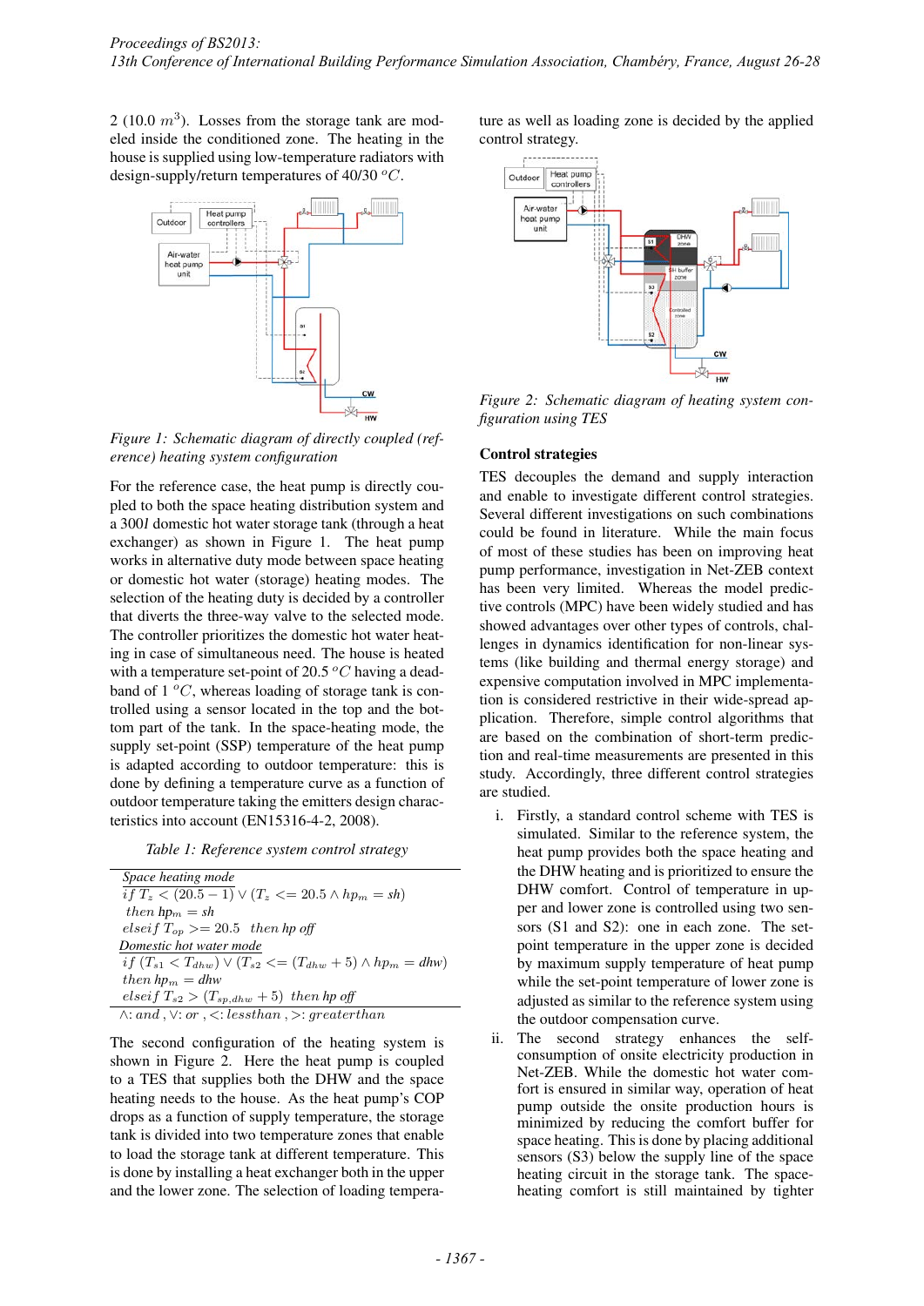2 (10.0 $m^3$). Losses from the storage tank are modeled inside the conditioned zone. The heating in the house is supplied using low-temperature radiators with design-supply/return temperatures of 40/30 $^oC$.

*Figure 1: Schematic diagram of directly coupled (reference) heating system configuration*

For the reference case, the heat pump is directly coupled to both the space heating distribution system and a 300$l$ domestic hot water storage tank (through a heat exchanger) as shown in Figure 1. The heat pump works in alternative duty mode between space heating or domestic hot water (storage) heating modes. The selection of the heating duty is decided by a controller that diverts the three-way valve to the selected mode. The controller prioritizes the domestic hot water heating in case of simultaneous need. The house is heated with a temperature set-point of 20.5 $^oC$ having a deadband of 1 $^oC$, whereas loading of storage tank is controlled using a sensor located in the top and the bottom part of the tank. In the space-heating mode, the supply set-point (SSP) temperature of the heat pump is adapted according to outdoor temperature: this is done by defining a temperature curve as a function of outdoor temperature taking the emitters design characteristics into account (EN15316-4-2, 2008).

*Table 1: Reference system control strategy*

| |
|---|
| <u>*Space heating mode*</u> |
| *if* $T_z < (20.5 - 1) \lor (T_z <= 20.5 \land hp_m = sh)$ |
| *then* $hp_m = sh$ |
| *elseif* $T_{op} >= 20.5$ *then hp off* |
| <u>*Domestic hot water mode*</u> |
| *if* $(T_{s1} < T_{dhw}) \lor (T_{s2} <= (T_{dhw} + 5) \land hp_m = dhw)$ |
| *then* $hp_m = dhw$ |
| *elseif* $T_{s2} > (T_{sp,dhw} + 5)$ *then hp off* |
| $\land$: *and* , $\lor$: *or* , $<$: *lessthan* , $>$: *greaterthan* |

The second configuration of the heating system is shown in Figure 2. Here the heat pump is coupled to a TES that supplies both the DHW and the space heating needs to the house. As the heat pump's COP drops as a function of supply temperature, the storage tank is divided into two temperature zones that enable to load the storage tank at different temperature. This is done by installing a heat exchanger both in the upper and the lower zone. The selection of loading temperature as well as loading zone is decided by the applied control strategy.

*Figure 2: Schematic diagram of heating system configuration using TES*

### Control strategies

TES decouples the demand and supply interaction and enable to investigate different control strategies. Several different investigations on such combinations could be found in literature. While the main focus of most of these studies has been on improving heat pump performance, investigation in Net-ZEB context has been very limited. Whereas the model predictive controls (MPC) have been widely studied and has showed advantages over other types of controls, challenges in dynamics identification for non-linear systems (like building and thermal energy storage) and expensive computation involved in MPC implementation is considered restrictive in their wide-spread application. Therefore, simple control algorithms that are based on the combination of short-term prediction and real-time measurements are presented in this study. Accordingly, three different control strategies are studied.

i. Firstly, a standard control scheme with TES is simulated. Similar to the reference system, the heat pump provides both the space heating and the DHW heating and is prioritized to ensure the DHW comfort. Control of temperature in upper and lower zone is controlled using two sensors (S1 and S2): one in each zone. The set-point temperature in the upper zone is decided by maximum supply temperature of heat pump while the set-point temperature of lower zone is adjusted as similar to the reference system using the outdoor compensation curve.

ii. The second strategy enhances the self-consumption of onsite electricity production in Net-ZEB. While the domestic hot water comfort is ensured in similar way, operation of heat pump outside the onsite production hours is minimized by reducing the comfort buffer for space heating. This is done by placing additional sensors (S3) below the supply line of the space heating circuit in the storage tank. The space-heating comfort is still maintained by tighter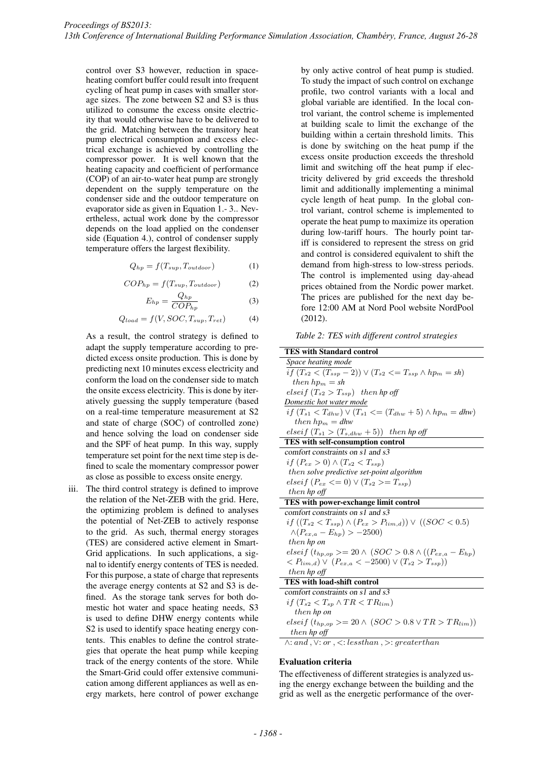control over S3 however, reduction in space-heating comfort buffer could result into frequent cycling of heat pump in cases with smaller storage sizes. The zone between S2 and S3 is thus utilized to consume the excess onsite electricity that would otherwise have to be delivered to the grid. Matching between the transitory heat pump electrical consumption and excess electrical exchange is achieved by controlling the compressor power. It is well known that the heating capacity and coefficient of performance (COP) of an air-to-water heat pump are strongly dependent on the supply temperature on the condenser side and the outdoor temperature on evaporator side as given in Equation 1.- 3.. Nevertheless, actual work done by the compressor depends on the load applied on the condenser side (Equation 4.), control of condenser supply temperature offers the largest flexibility.

$$Q_{hp} = f(T_{sup}, T_{outdoor}) \quad (1)$$

$$COP_{hp} = f(T_{sup}, T_{outdoor}) \quad (2)$$

$$E_{hp} = \frac{Q_{hp}}{COP_{hp}} \quad (3)$$

$$Q_{load} = f(V, SOC, T_{sup}, T_{ret}) \quad (4)$$

As a result, the control strategy is defined to adapt the supply temperature according to predicted excess onsite production. This is done by predicting next 10 minutes excess electricity and conform the load on the condenser side to match the onsite excess electricity. This is done by iteratively guessing the supply temperature (based on a real-time temperature measurement at S2 and state of charge (SOC) of controlled zone) and hence solving the load on condenser side and the SPF of heat pump. In this way, supply temperature set point for the next time step is defined to scale the momentary compressor power as close as possible to excess onsite energy.

iii. The third control strategy is defined to improve the relation of the Net-ZEB with the grid. Here, the optimizing problem is defined to analyses the potential of Net-ZEB to actively response to the grid. As such, thermal energy storages (TES) are considered active element in Smart-Grid applications. In such applications, a signal to identify energy contents of TES is needed. For this purpose, a state of charge that represents the average energy contents at S2 and S3 is defined. As the storage tank serves for both domestic hot water and space heating needs, S3 is used to define DHW energy contents while S2 is used to identify space heating energy contents. This enables to define the control strategies that operate the heat pump while keeping track of the energy contents of the store. While the Smart-Grid could offer extensive communication among different appliances as well as energy markets, here control of power exchange by only active control of heat pump is studied. To study the impact of such control on exchange profile, two control variants with a local and global variable are identified. In the local control variant, the control scheme is implemented at building scale to limit the exchange of the building within a certain threshold limits. This is done by switching on the heat pump if the excess onsite production exceeds the threshold limit and switching off the heat pump if electricity delivered by grid exceeds the threshold limit and additionally implementing a minimal cycle length of heat pump. In the global control variant, control scheme is implemented to operate the heat pump to maximize its operation during low-tariff hours. The hourly point tariff is considered to represent the stress on grid and control is considered equivalent to shift the demand from high-stress to low-stress periods. The control is implemented using day-ahead prices obtained from the Nordic power market. The prices are published for the next day before 12:00 AM at Nord Pool website NordPool (2012).

*Table 2: TES with different control strategies*

| **TES with Standard control** |
|---|
| *Space heating mode* |
| $if\ (T_{s2} < (T_{ssp} - 2)) \vee (T_{s2} <= T_{ssp} \wedge hp_m = sh)$ |
| $then\ hp_m = sh$ |
| $elseif\ (T_{s2} > T_{ssp})$ *then hp off* |
| *Domestic hot water mode* |
| $if\ (T_{s1} < T_{dhw}) \vee (T_{s1} <= (T_{dhw} + 5) \wedge hp_m = dhw)$ |
| $then\ hp_m = dhw$ |
| $elseif\ (T_{s1} > (T_{s,dhw} + 5))$ *then hp off* |
| **TES with self-consumption control** |
| *comfort constraints on s1 and s3* |
| $if\ (P_{ex} > 0) \wedge (T_{s2} < T_{ssp})$ |
| *then solve predictive set-point algorithm* |
| $elseif\ (P_{ex} <= 0) \vee (T_{s2} >= T_{ssp})$ |
| *then hp off* |
| **TES with power-exchange limit control** |
| *comfort constraints on s1 and s3* |
| $if\ ((T_{s2} < T_{ssp}) \wedge (P_{ex} > P_{lim,d})) \vee ((SOC < 0.5)$ |
| $\wedge (P_{ex,a} - E_{hp}) > -2500)$ |
| *then hp on* |
| $elseif\ (t_{hp,op} >= 20 \wedge (SOC > 0.8 \wedge ((P_{ex,a} - E_{hp})$ |
| $< P_{lim,d}) \vee (P_{ex,a} < -2500) \vee (T_{s2} > T_{ssp}))$ |
| *then hp off* |
| **TES with load-shift control** |
| *comfort constraints on s1 and s3* |
| $if\ (T_{s2} < T_{sp} \wedge TR < TR_{lim})$ |
| *then hp on* |
| $elseif\ (t_{hp,op} >= 20 \wedge (SOC > 0.8 \vee TR > TR_{lim}))$ |
| *then hp off* |

$\wedge$: *and*, $\vee$: *or*, $<$: *lessthan*, $>$: *greaterthan*

### Evaluation criteria

The effectiveness of different strategies is analyzed using the energy exchange between the building and the grid as well as the energetic performance of the over-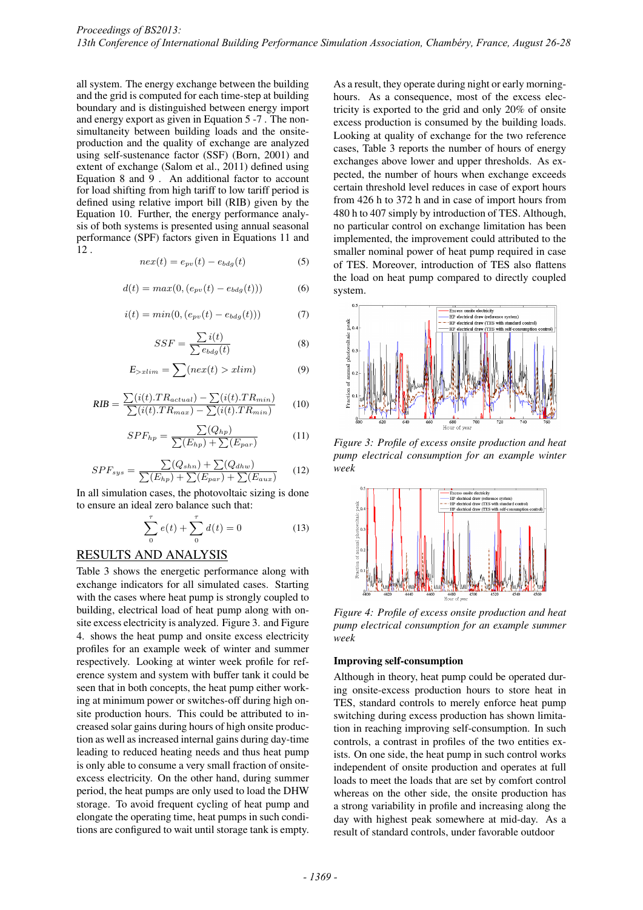all system. The energy exchange between the building and the grid is computed for each time-step at building boundary and is distinguished between energy import and energy export as given in Equation 5 -7 . The non-simultaneity between building loads and the onsite-production and the quality of exchange are analyzed using self-sustenance factor (SSF) (Born, 2001) and extent of exchange (Salom et al., 2011) defined using Equation 8 and 9 . An additional factor to account for load shifting from high tariff to low tariff period is defined using relative import bill (RIB) given by the Equation 10. Further, the energy performance analysis of both systems is presented using annual seasonal performance (SPF) factors given in Equations 11 and 12 .

$$nex(t) = e_{pv}(t) - e_{bdg}(t) \tag{5}$$

$$d(t) = max(0, (e_{pv}(t) - e_{bdg}(t))) \tag{6}$$

$$i(t) = min(0, (e_{pv}(t) - e_{bdg}(t))) \tag{7}$$

$$SSF = \frac{\sum i(t)}{\sum e_{bdg}(t)} \tag{8}$$

$$E_{>xlim} = \sum (nex(t) > xlim) \tag{9}$$

$$RIB = \frac{\sum(i(t).TR_{actual}) - \sum(i(t).TR_{min})}{\sum(i(t).TR_{max}) - \sum(i(t).TR_{min})} \tag{10}$$

$$SPF_{hp} = \frac{\sum(Q_{hp})}{\sum(E_{hp}) + \sum(E_{par})} \tag{11}$$

$$SPF_{sys} = \frac{\sum(Q_{shn}) + \sum(Q_{dhw})}{\sum(E_{hp}) + \sum(E_{par}) + \sum(E_{aux})} \tag{12}$$

In all simulation cases, the photovoltaic sizing is done to ensure an ideal zero balance such that:

$$\sum_{0}^{\tau} e(t) + \sum_{0}^{\tau} d(t) = 0 \tag{13}$$

## RESULTS AND ANALYSIS

Table 3 shows the energetic performance along with exchange indicators for all simulated cases. Starting with the cases where heat pump is strongly coupled to building, electrical load of heat pump along with onsite excess electricity is analyzed. Figure 3. and Figure 4. shows the heat pump and onsite excess electricity profiles for an example week of winter and summer respectively. Looking at winter week profile for reference system and system with buffer tank it could be seen that in both concepts, the heat pump either working at minimum power or switches-off during high onsite production hours. This could be attributed to increased solar gains during hours of high onsite production as well as increased internal gains during day-time leading to reduced heating needs and thus heat pump is only able to consume a very small fraction of onsite-excess electricity. On the other hand, during summer period, the heat pumps are only used to load the DHW storage. To avoid frequent cycling of heat pump and elongate the operating time, heat pumps in such conditions are configured to wait until storage tank is empty. As a result, they operate during night or early morning-hours. As a consequence, most of the excess electricity is exported to the grid and only 20% of onsite excess production is consumed by the building loads. Looking at quality of exchange for the two reference cases, Table 3 reports the number of hours of energy exchanges above lower and upper thresholds. As expected, the number of hours when exchange exceeds certain threshold level reduces in case of export hours from 426 h to 372 h and in case of import hours from 480 h to 407 simply by introduction of TES. Although, no particular control on exchange limitation has been implemented, the improvement could attributed to the smaller nominal power of heat pump required in case of TES. Moreover, introduction of TES also flattens the load on heat pump compared to directly coupled system.

*Figure 3: Profile of excess onsite production and heat pump electrical consumption for an example winter week*

*Figure 4: Profile of excess onsite production and heat pump electrical consumption for an example summer week*

### Improving self-consumption

Although in theory, heat pump could be operated during onsite-excess production hours to store heat in TES, standard controls to merely enforce heat pump switching during excess production has shown limitation in reaching improving self-consumption. In such controls, a contrast in profiles of the two entities exists. On one side, the heat pump in such control works independent of onsite production and operates at full loads to meet the loads that are set by comfort control whereas on the other side, the onsite production has a strong variability in profile and increasing along the day with highest peak somewhere at mid-day. As a result of standard controls, under favorable outdoor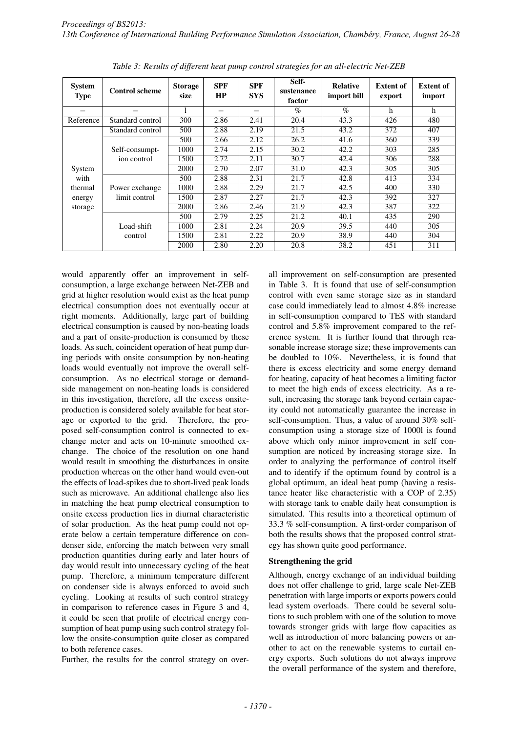*Table 3: Results of different heat pump control strategies for an all-electric Net-ZEB*

| System Type | Control scheme | Storage size | SPF HP | SPF SYS | Self-sustenance factor | Relative import bill | Extent of export | Extent of import |
|---|---|---|---|---|---|---|---|---|
| – | – | l | – | – | % | % | h | h |
| Reference | Standard control | 300 | 2.86 | 2.41 | 20.4 | 43.3 | 426 | 480 |
| System with thermal energy storage | Standard control | 500 | 2.88 | 2.19 | 21.5 | 43.2 | 372 | 407 |
| | Self-consumption control | 500 | 2.66 | 2.12 | 26.2 | 41.6 | 360 | 339 |
| | | 1000 | 2.74 | 2.15 | 30.2 | 42.2 | 303 | 285 |
| | | 1500 | 2.72 | 2.11 | 30.7 | 42.4 | 306 | 288 |
| | | 2000 | 2.70 | 2.07 | 31.0 | 42.3 | 305 | 305 |
| | Power exchange limit control | 500 | 2.88 | 2.31 | 21.7 | 42.8 | 413 | 334 |
| | | 1000 | 2.88 | 2.29 | 21.7 | 42.5 | 400 | 330 |
| | | 1500 | 2.87 | 2.27 | 21.7 | 42.3 | 392 | 327 |
| | | 2000 | 2.86 | 2.46 | 21.9 | 42.3 | 387 | 322 |
| | Load-shift control | 500 | 2.79 | 2.25 | 21.2 | 40.1 | 435 | 290 |
| | | 1000 | 2.81 | 2.24 | 20.9 | 39.5 | 440 | 305 |
| | | 1500 | 2.81 | 2.22 | 20.9 | 38.9 | 440 | 304 |
| | | 2000 | 2.80 | 2.20 | 20.8 | 38.2 | 451 | 311 |

would apparently offer an improvement in self-consumption, a large exchange between Net-ZEB and grid at higher resolution would exist as the heat pump electrical consumption does not eventually occur at right moments. Additionally, large part of building electrical consumption is caused by non-heating loads and a part of onsite-production is consumed by these loads. As such, coincident operation of heat pump during periods with onsite consumption by non-heating loads would eventually not improve the overall self-consumption. As no electrical storage or demand-side management on non-heating loads is considered in this investigation, therefore, all the excess onsite-production is considered solely available for heat storage or exported to the grid. Therefore, the proposed self-consumption control is connected to exchange meter and acts on 10-minute smoothed exchange. The choice of the resolution on one hand would result in smoothing the disturbances in onsite production whereas on the other hand would even-out the effects of load-spikes due to short-lived peak loads such as microwave. An additional challenge also lies in matching the heat pump electrical consumption to onsite excess production lies in diurnal characteristic of solar production. As the heat pump could not operate below a certain temperature difference on condenser side, enforcing the match between very small production quantities during early and later hours of day would result into unnecessary cycling of the heat pump. Therefore, a minimum temperature different on condenser side is always enforced to avoid such cycling. Looking at results of such control strategy in comparison to reference cases in Figure 3 and 4, it could be seen that profile of electrical energy consumption of heat pump using such control strategy follow the onsite-consumption quite closer as compared to both reference cases.

Further, the results for the control strategy on overall improvement on self-consumption are presented in Table 3. It is found that use of self-consumption control with even same storage size as in standard case could immediately lead to almost 4.8% increase in self-consumption compared to TES with standard control and 5.8% improvement compared to the reference system. It is further found that through reasonable increase storage size; these improvements can be doubled to 10%. Nevertheless, it is found that there is excess electricity and some energy demand for heating, capacity of heat becomes a limiting factor to meet the high ends of excess electricity. As a result, increasing the storage tank beyond certain capacity could not automatically guarantee the increase in self-consumption. Thus, a value of around 30% self-consumption using a storage size of 1000l is found above which only minor improvement in self consumption are noticed by increasing storage size. In order to analyzing the performance of control itself and to identify if the optimum found by control is a global optimum, an ideal heat pump (having a resistance heater like characteristic with a COP of 2.35) with storage tank to enable daily heat consumption is simulated. This results into a theoretical optimum of 33.3 % self-consumption. A first-order comparison of both the results shows that the proposed control strategy has shown quite good performance.

### Strengthening the grid

Although, energy exchange of an individual building does not offer challenge to grid, large scale Net-ZEB penetration with large imports or exports powers could lead system overloads. There could be several solutions to such problem with one of the solution to move towards stronger grids with large flow capacities as well as introduction of more balancing powers or another to act on the renewable systems to curtail energy exports. Such solutions do not always improve the overall performance of the system and therefore,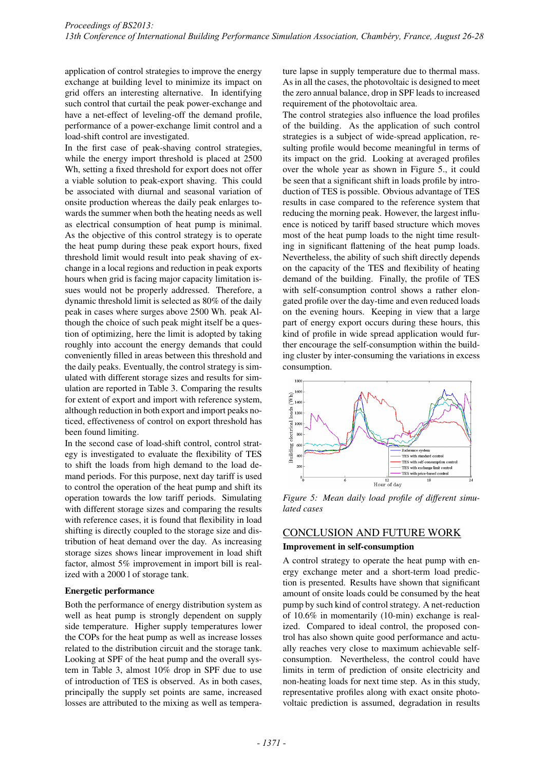application of control strategies to improve the energy exchange at building level to minimize its impact on grid offers an interesting alternative. In identifying such control that curtail the peak power-exchange and have a net-effect of leveling-off the demand profile, performance of a power-exchange limit control and a load-shift control are investigated.

In the first case of peak-shaving control strategies, while the energy import threshold is placed at 2500 Wh, setting a fixed threshold for export does not offer a viable solution to peak-export shaving. This could be associated with diurnal and seasonal variation of onsite production whereas the daily peak enlarges towards the summer when both the heating needs as well as electrical consumption of heat pump is minimal. As the objective of this control strategy is to operate the heat pump during these peak export hours, fixed threshold limit would result into peak shaving of exchange in a local regions and reduction in peak exports hours when grid is facing major capacity limitation issues would not be properly addressed. Therefore, a dynamic threshold limit is selected as 80% of the daily peak in cases where surges above 2500 Wh. peak Although the choice of such peak might itself be a question of optimizing, here the limit is adopted by taking roughly into account the energy demands that could conveniently filled in areas between this threshold and the daily peaks. Eventually, the control strategy is simulated with different storage sizes and results for simulation are reported in Table 3. Comparing the results for extent of export and import with reference system, although reduction in both export and import peaks noticed, effectiveness of control on export threshold has been found limiting.

In the second case of load-shift control, control strategy is investigated to evaluate the flexibility of TES to shift the loads from high demand to the load demand periods. For this purpose, next day tariff is used to control the operation of the heat pump and shift its operation towards the low tariff periods. Simulating with different storage sizes and comparing the results with reference cases, it is found that flexibility in load shifting is directly coupled to the storage size and distribution of heat demand over the day. As increasing storage sizes shows linear improvement in load shift factor, almost 5% improvement in import bill is realized with a 2000 l of storage tank.

**Energetic performance**

Both the performance of energy distribution system as well as heat pump is strongly dependent on supply side temperature. Higher supply temperatures lower the COPs for the heat pump as well as increase losses related to the distribution circuit and the storage tank. Looking at SPF of the heat pump and the overall system in Table 3, almost 10% drop in SPF due to use of introduction of TES is observed. As in both cases, principally the supply set points are same, increased losses are attributed to the mixing as well as temperature lapse in supply temperature due to thermal mass. As in all the cases, the photovoltaic is designed to meet the zero annual balance, drop in SPF leads to increased requirement of the photovoltaic area.

The control strategies also influence the load profiles of the building. As the application of such control strategies is a subject of wide-spread application, resulting profile would become meaningful in terms of its impact on the grid. Looking at averaged profiles over the whole year as shown in Figure 5., it could be seen that a significant shift in loads profile by introduction of TES is possible. Obvious advantage of TES results in case compared to the reference system that reducing the morning peak. However, the largest influence is noticed by tariff based structure which moves most of the heat pump loads to the night time resulting in significant flattening of the heat pump loads. Nevertheless, the ability of such shift directly depends on the capacity of the TES and flexibility of heating demand of the building. Finally, the profile of TES with self-consumption control shows a rather elongated profile over the day-time and even reduced loads on the evening hours. Keeping in view that a large part of energy export occurs during these hours, this kind of profile in wide spread application would further encourage the self-consumption within the building cluster by inter-consuming the variations in excess consumption.

*Figure 5: Mean daily load profile of different simulated cases*

## CONCLUSION AND FUTURE WORK

**Improvement in self-consumption**

A control strategy to operate the heat pump with energy exchange meter and a short-term load prediction is presented. Results have shown that significant amount of onsite loads could be consumed by the heat pump by such kind of control strategy. A net-reduction of 10.6% in momentarily (10-min) exchange is realized. Compared to ideal control, the proposed control has also shown quite good performance and actually reaches very close to maximum achievable self-consumption. Nevertheless, the control could have limits in term of prediction of onsite electricity and non-heating loads for next time step. As in this study, representative profiles along with exact onsite photovoltaic prediction is assumed, degradation in results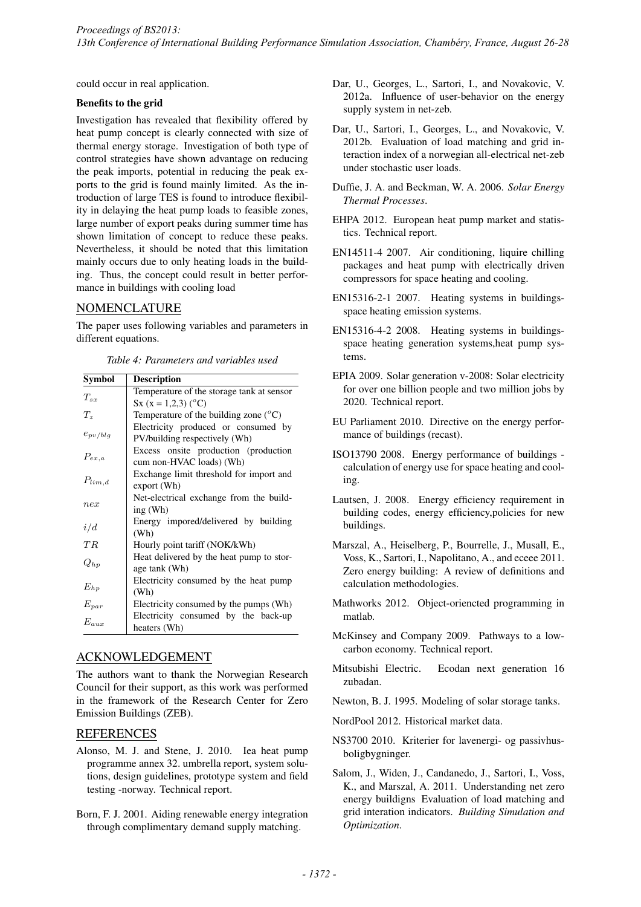could occur in real application.

**Benefits to the grid**

Investigation has revealed that flexibility offered by heat pump concept is clearly connected with size of thermal energy storage. Investigation of both type of control strategies have shown advantage on reducing the peak imports, potential in reducing the peak exports to the grid is found mainly limited. As the introduction of large TES is found to introduce flexibility in delaying the heat pump loads to feasible zones, large number of export peaks during summer time has shown limitation of concept to reduce these peaks. Nevertheless, it should be noted that this limitation mainly occurs due to only heating loads in the building. Thus, the concept could result in better performance in buildings with cooling load

## NOMENCLATURE

The paper uses following variables and parameters in different equations.

*Table 4: Parameters and variables used*

| Symbol | Description |
|---|---|
| $T_{sx}$ | Temperature of the storage tank at sensor Sx (x = 1,2,3) ($^{o}$C) |
| $T_z$ | Temperature of the building zone ($^{o}$C) |
| $e_{pv/blg}$ | Electricity produced or consumed by PV/building respectively (Wh) |
| $P_{ex,a}$ | Excess onsite production (production cum non-HVAC loads) (Wh) |
| $P_{lim,d}$ | Exchange limit threshold for import and export (Wh) |
| $nex$ | Net-electrical exchange from the building (Wh) |
| $i/d$ | Energy impored/delivered by building (Wh) |
| $TR$ | Hourly point tariff (NOK/kWh) |
| $Q_{hp}$ | Heat delivered by the heat pump to storage tank (Wh) |
| $E_{hp}$ | Electricity consumed by the heat pump (Wh) |
| $E_{par}$ | Electricity consumed by the pumps (Wh) |
| $E_{aux}$ | Electricity consumed by the back-up heaters (Wh) |

## ACKNOWLEDGEMENT

The authors want to thank the Norwegian Research Council for their support, as this work was performed in the framework of the Research Center for Zero Emission Buildings (ZEB).

## REFERENCES

Alonso, M. J. and Stene, J. 2010. Iea heat pump programme annex 32. umbrella report, system solutions, design guidelines, prototype system and field testing -norway. Technical report.

Born, F. J. 2001. Aiding renewable energy integration through complimentary demand supply matching.

Dar, U., Georges, L., Sartori, I., and Novakovic, V. 2012a. Influence of user-behavior on the energy supply system in net-zeb.

Dar, U., Sartori, I., Georges, L., and Novakovic, V. 2012b. Evaluation of load matching and grid interaction index of a norwegian all-electrical net-zeb under stochastic user loads.

Duffie, J. A. and Beckman, W. A. 2006. *Solar Energy Thermal Processes*.

EHPA 2012. European heat pump market and statistics. Technical report.

EN14511-4 2007. Air conditioning, liquire chilling packages and heat pump with electrically driven compressors for space heating and cooling.

EN15316-2-1 2007. Heating systems in buildings-space heating emission systems.

EN15316-4-2 2008. Heating systems in buildings-space heating generation systems,heat pump systems.

EPIA 2009. Solar generation v-2008: Solar electricity for over one billion people and two million jobs by 2020. Technical report.

EU Parliament 2010. Directive on the energy performance of buildings (recast).

ISO13790 2008. Energy performance of buildings - calculation of energy use for space heating and cooling.

Lautsen, J. 2008. Energy efficiency requirement in building codes, energy efficiency,policies for new buildings.

Marszal, A., Heiselberg, P., Bourrelle, J., Musall, E., Voss, K., Sartori, I., Napolitano, A., and eceee 2011. Zero energy building: A review of definitions and calculation methodologies.

Mathworks 2012. Object-oriencted programming in matlab.

McKinsey and Company 2009. Pathways to a low-carbon economy. Technical report.

Mitsubishi Electric. Ecodan next generation 16 zubadan.

Newton, B. J. 1995. Modeling of solar storage tanks.

NordPool 2012. Historical market data.

NS3700 2010. Kriterier for lavenergi- og passivhusboligbygninger.

Salom, J., Widen, J., Candanedo, J., Sartori, I., Voss, K., and Marszal, A. 2011. Understanding net zero energy buildigns Evaluation of load matching and grid interation indicators. *Building Simulation and Optimization*.